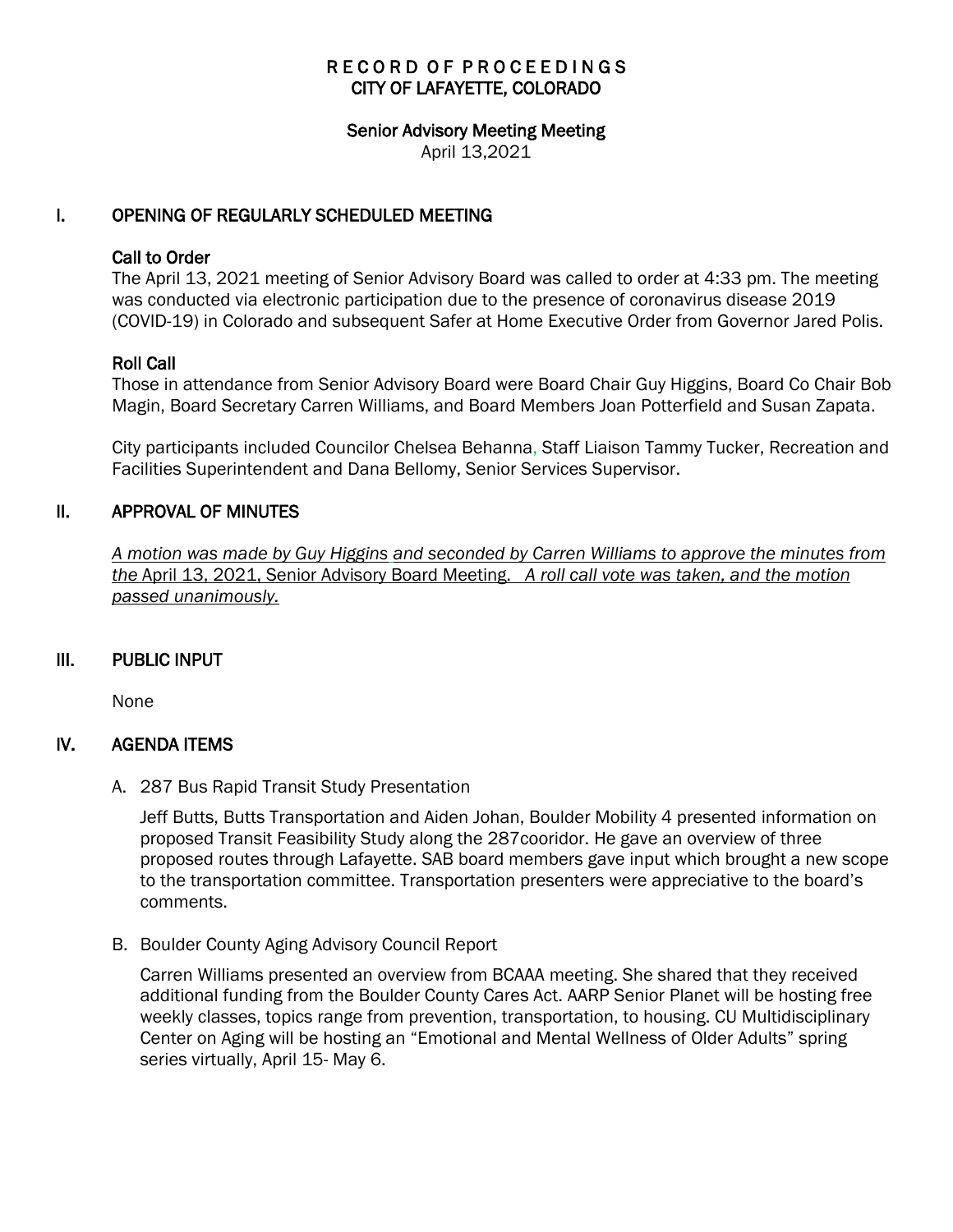# RECORD OF PROCEEDINGS
# CITY OF LAFAYETTE, COLORADO

## Senior Advisory Meeting Meeting

April 13,2021

## I. OPENING OF REGULARLY SCHEDULED MEETING

### Call to Order

The April 13, 2021 meeting of Senior Advisory Board was called to order at 4:33 pm. The meeting was conducted via electronic participation due to the presence of coronavirus disease 2019 (COVID-19) in Colorado and subsequent Safer at Home Executive Order from Governor Jared Polis.

### Roll Call

Those in attendance from Senior Advisory Board were Board Chair Guy Higgins, Board Co Chair Bob Magin, Board Secretary Carren Williams, and Board Members Joan Potterfield and Susan Zapata.

City participants included Councilor Chelsea Behanna, Staff Liaison Tammy Tucker, Recreation and Facilities Superintendent and Dana Bellomy, Senior Services Supervisor.

## II. APPROVAL OF MINUTES

<u>*A motion was made by Guy Higgins and seconded by Carren Williams to approve the minutes from the* April 13, 2021, Senior Advisory Board Meeting. *A roll call vote was taken, and the motion passed unanimously.*</u>

## III. PUBLIC INPUT

None

## IV. AGENDA ITEMS

A. 287 Bus Rapid Transit Study Presentation

Jeff Butts, Butts Transportation and Aiden Johan, Boulder Mobility 4 presented information on proposed Transit Feasibility Study along the 287cooridor. He gave an overview of three proposed routes through Lafayette. SAB board members gave input which brought a new scope to the transportation committee. Transportation presenters were appreciative to the board's comments.

B. Boulder County Aging Advisory Council Report

Carren Williams presented an overview from BCAAA meeting. She shared that they received additional funding from the Boulder County Cares Act. AARP Senior Planet will be hosting free weekly classes, topics range from prevention, transportation, to housing. CU Multidisciplinary Center on Aging will be hosting an "Emotional and Mental Wellness of Older Adults" spring series virtually, April 15- May 6.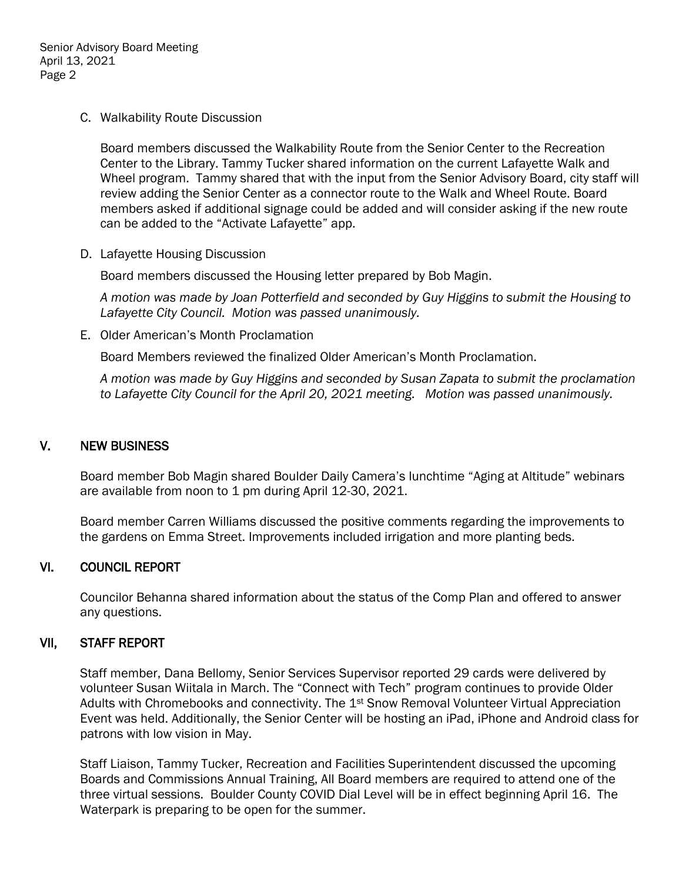C. Walkability Route Discussion

Board members discussed the Walkability Route from the Senior Center to the Recreation Center to the Library. Tammy Tucker shared information on the current Lafayette Walk and Wheel program. Tammy shared that with the input from the Senior Advisory Board, city staff will review adding the Senior Center as a connector route to the Walk and Wheel Route. Board members asked if additional signage could be added and will consider asking if the new route can be added to the "Activate Lafayette" app.

D. Lafayette Housing Discussion

Board members discussed the Housing letter prepared by Bob Magin.

*A motion was made by Joan Potterfield and seconded by Guy Higgins to submit the Housing to Lafayette City Council. Motion was passed unanimously.*

E. Older American's Month Proclamation

Board Members reviewed the finalized Older American's Month Proclamation.

*A motion was made by Guy Higgins and seconded by Susan Zapata to submit the proclamation to Lafayette City Council for the April 20, 2021 meeting. Motion was passed unanimously.*

## V. NEW BUSINESS

Board member Bob Magin shared Boulder Daily Camera's lunchtime "Aging at Altitude" webinars are available from noon to 1 pm during April 12-30, 2021.

Board member Carren Williams discussed the positive comments regarding the improvements to the gardens on Emma Street. Improvements included irrigation and more planting beds.

## VI. COUNCIL REPORT

Councilor Behanna shared information about the status of the Comp Plan and offered to answer any questions.

## VII, STAFF REPORT

Staff member, Dana Bellomy, Senior Services Supervisor reported 29 cards were delivered by volunteer Susan Wiitala in March. The "Connect with Tech" program continues to provide Older Adults with Chromebooks and connectivity. The 1st Snow Removal Volunteer Virtual Appreciation Event was held. Additionally, the Senior Center will be hosting an iPad, iPhone and Android class for patrons with low vision in May.

Staff Liaison, Tammy Tucker, Recreation and Facilities Superintendent discussed the upcoming Boards and Commissions Annual Training, All Board members are required to attend one of the three virtual sessions. Boulder County COVID Dial Level will be in effect beginning April 16. The Waterpark is preparing to be open for the summer.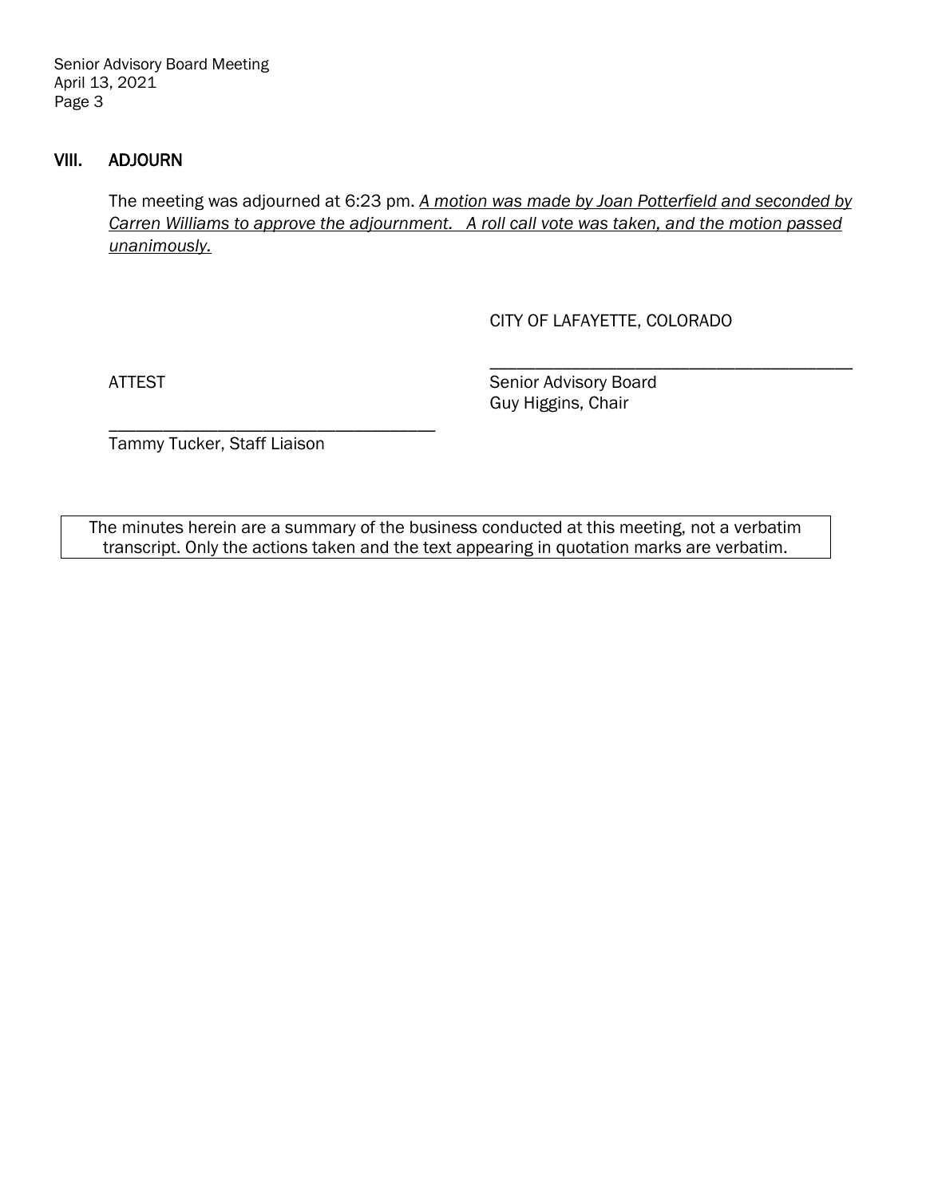## VIII. ADJOURN

The meeting was adjourned at 6:23 pm. *A motion was made by Joan Potterfield and seconded by Carren Williams to approve the adjournment. A roll call vote was taken, and the motion passed unanimously.*

CITY OF LAFAYETTE, COLORADO

ATTEST

\_\_\_\_\_\_\_\_\_\_\_\_\_\_\_\_\_\_\_\_\_\_\_\_\_\_\_\_\_\_\_\_\_\_\_\_\_\_\_\_
Senior Advisory Board
Guy Higgins, Chair

\_\_\_\_\_\_\_\_\_\_\_\_\_\_\_\_\_\_\_\_\_\_\_\_\_\_\_\_\_\_\_\_\_\_\_\_\_\_\_\_
Tammy Tucker, Staff Liaison

The minutes herein are a summary of the business conducted at this meeting, not a verbatim transcript. Only the actions taken and the text appearing in quotation marks are verbatim.